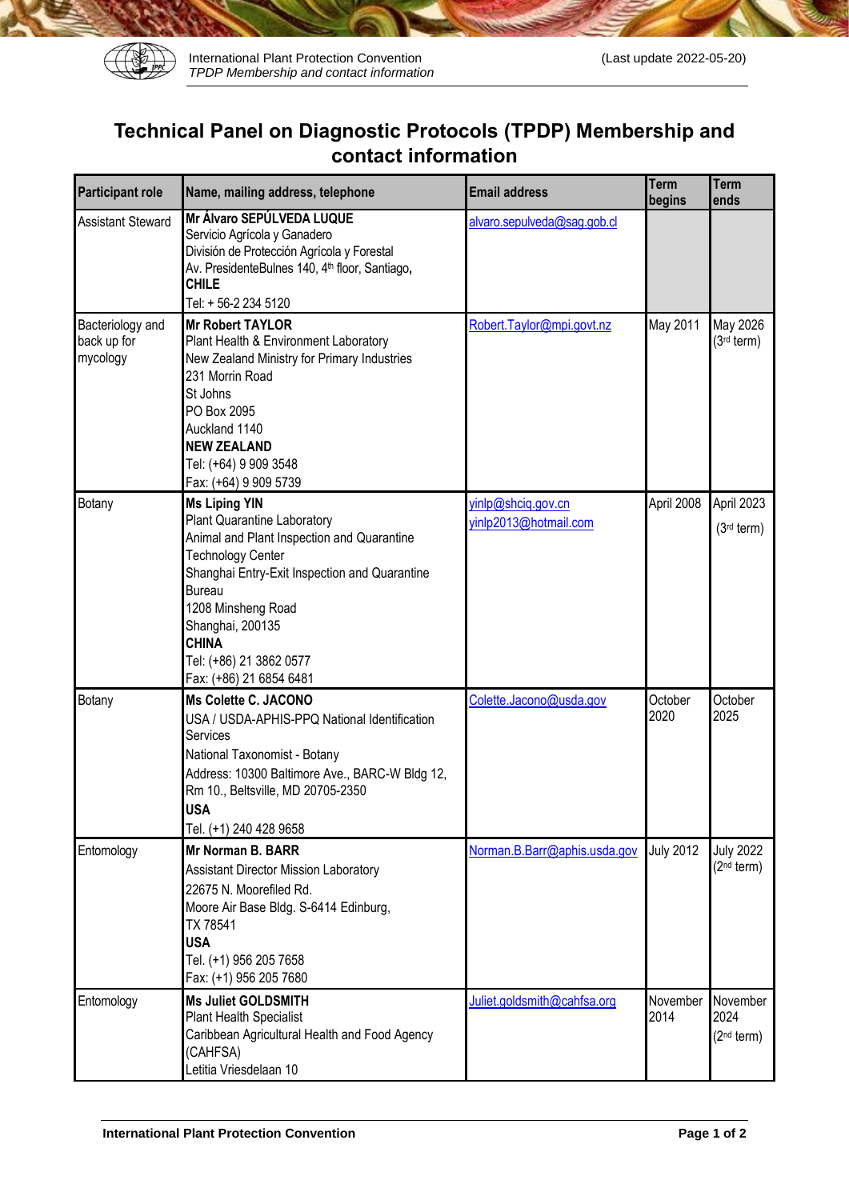# Technical Panel on Diagnostic Protocols (TPDP) Membership and contact information

| Participant role | Name, mailing address, telephone | Email address | Term begins | Term ends |
|---|---|---|---|---|
| Assistant Steward | **Mr Álvaro SEPÚLVEDA LUQUE**<br>Servicio Agrícola y Ganadero<br>División de Protección Agrícola y Forestal<br>Av. PresidenteBulnes 140, 4th floor, Santiago, **CHILE**<br>Tel: + 56-2 234 5120 | alvaro.sepulveda@sag.gob.cl | | |
| Bacteriology and back up for mycology | **Mr Robert TAYLOR**<br>Plant Health & Environment Laboratory<br>New Zealand Ministry for Primary Industries<br>231 Morrin Road<br>St Johns<br>PO Box 2095<br>Auckland 1140<br>**NEW ZEALAND**<br>Tel: (+64) 9 909 3548<br>Fax: (+64) 9 909 5739 | Robert.Taylor@mpi.govt.nz | May 2011 | May 2026 (3rd term) |
| Botany | **Ms Liping YIN**<br>Plant Quarantine Laboratory<br>Animal and Plant Inspection and Quarantine Technology Center<br>Shanghai Entry-Exit Inspection and Quarantine Bureau<br>1208 Minsheng Road<br>Shanghai, 200135<br>**CHINA**<br>Tel: (+86) 21 3862 0577<br>Fax: (+86) 21 6854 6481 | yinlp@shciq.gov.cn<br>yinlp2013@hotmail.com | April 2008 | April 2023 (3rd term) |
| Botany | **Ms Colette C. JACONO**<br>USA / USDA-APHIS-PPQ National Identification Services<br>National Taxonomist - Botany<br>Address: 10300 Baltimore Ave., BARC-W Bldg 12, Rm 10., Beltsville, MD 20705-2350<br>**USA**<br>Tel. (+1) 240 428 9658 | Colette.Jacono@usda.gov | October 2020 | October 2025 |
| Entomology | **Mr Norman B. BARR**<br>Assistant Director Mission Laboratory<br>22675 N. Moorefiled Rd.<br>Moore Air Base Bldg. S-6414 Edinburg, TX 78541<br>**USA**<br>Tel. (+1) 956 205 7658<br>Fax: (+1) 956 205 7680 | Norman.B.Barr@aphis.usda.gov | July 2012 | July 2022 (2nd term) |
| Entomology | **Ms Juliet GOLDSMITH**<br>Plant Health Specialist<br>Caribbean Agricultural Health and Food Agency (CAHFSA)<br>Letitia Vriesdelaan 10 | Juliet.goldsmith@cahfsa.org | November 2014 | November 2024 (2nd term) |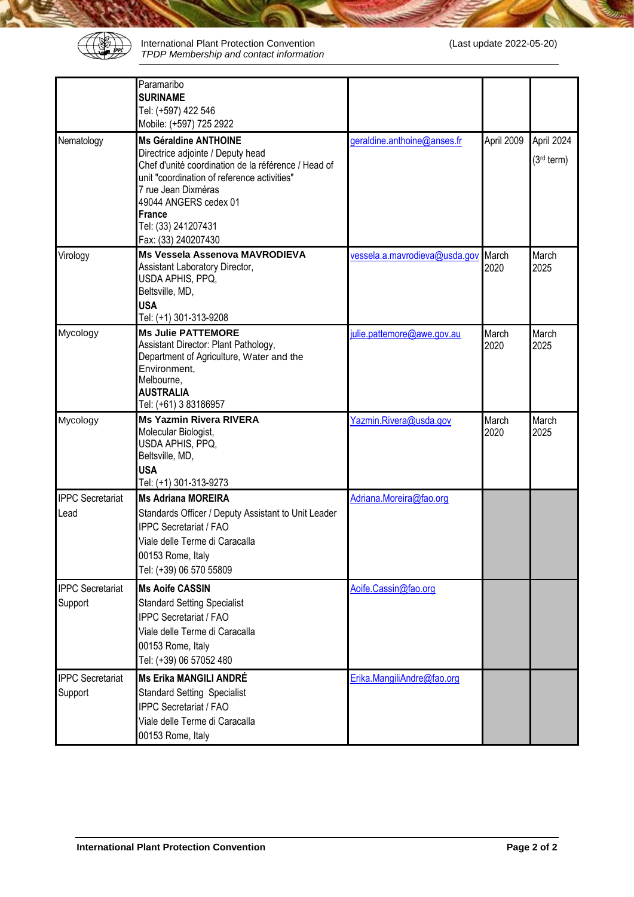| | | | | |
|---|---|---|---|---|
| | Paramaribo<br>**SURINAME**<br>Tel: (+597) 422 546<br>Mobile: (+597) 725 2922 | | | |
| Nematology | **Ms Géraldine ANTHOINE**<br>Directrice adjointe / Deputy head<br>Chef d'unité coordination de la référence / Head of unit "coordination of reference activities"<br>7 rue Jean Dixméras<br>49044 ANGERS cedex 01<br>**France**<br>Tel: (33) 241207431<br>Fax: (33) 240207430 | geraldine.anthoine@anses.fr | April 2009 | April 2024<br>(3rd term) |
| Virology | **Ms Vessela Assenova MAVRODIEVA**<br>Assistant Laboratory Director,<br>USDA APHIS, PPQ,<br>Beltsville, MD,<br>**USA**<br>Tel: (+1) 301-313-9208 | vessela.a.mavrodieva@usda.gov | March 2020 | March 2025 |
| Mycology | **Ms Julie PATTEMORE**<br>Assistant Director: Plant Pathology,<br>Department of Agriculture, Water and the Environment,<br>Melbourne,<br>**AUSTRALIA**<br>Tel: (+61) 3 83186957 | julie.pattemore@awe.gov.au | March 2020 | March 2025 |
| Mycology | **Ms Yazmin Rivera RIVERA**<br>Molecular Biologist,<br>USDA APHIS, PPQ,<br>Beltsville, MD,<br>**USA**<br>Tel: (+1) 301-313-9273 | Yazmin.Rivera@usda.gov | March 2020 | March 2025 |
| IPPC Secretariat Lead | **Ms Adriana MOREIRA**<br>Standards Officer / Deputy Assistant to Unit Leader<br>IPPC Secretariat / FAO<br>Viale delle Terme di Caracalla<br>00153 Rome, Italy<br>Tel: (+39) 06 570 55809 | Adriana.Moreira@fao.org | | |
| IPPC Secretariat Support | **Ms Aoife CASSIN**<br>Standard Setting Specialist<br>IPPC Secretariat / FAO<br>Viale delle Terme di Caracalla<br>00153 Rome, Italy<br>Tel: (+39) 06 57052 480 | Aoife.Cassin@fao.org | | |
| IPPC Secretariat Support | **Ms Erika MANGILI ANDRÉ**<br>Standard Setting Specialist<br>IPPC Secretariat / FAO<br>Viale delle Terme di Caracalla<br>00153 Rome, Italy | Erika.MangiliAndre@fao.org | | |